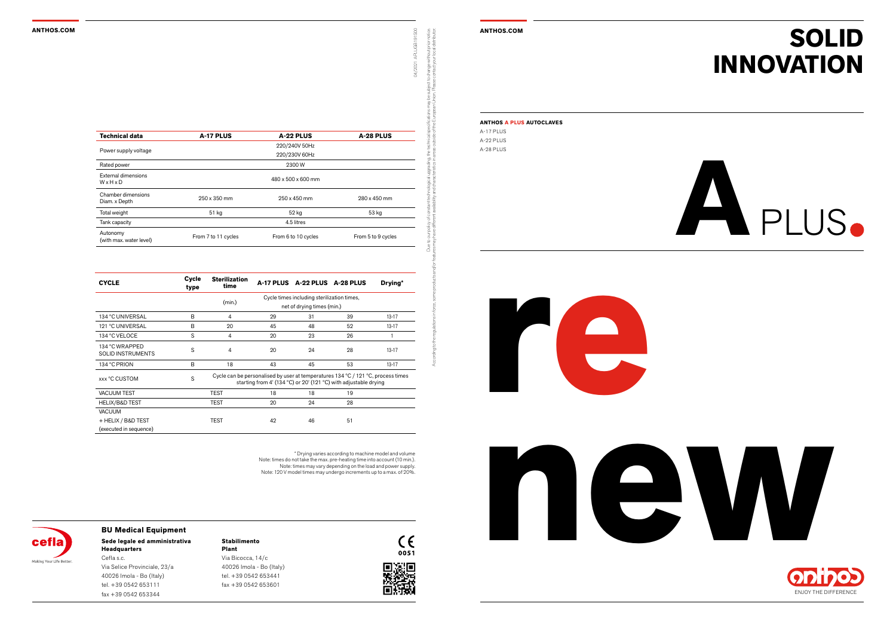# SOLID INNOVATION

**ANTHOS A PLUS AUTOCLAVES**

A-17 PLUS
A-22 PLUS
A-28 PLUS

A PLUS.

re

new

ENJOY THE DIFFERENCE

| Technical data | A-17 PLUS | A-22 PLUS | A-28 PLUS |
|---|---|---|---|
| Power supply voltage | | 220/240V 50Hz<br>220/230V 60Hz | |
| Rated power | | 2300 W | |
| External dimensions<br>W x H x D | | 480 x 500 x 600 mm | |
| Chamber dimensions<br>Diam. x Depth | 250 x 350 mm | 250 x 450 mm | 280 x 450 mm |
| Total weight | 51 kg | 52 kg | 53 kg |
| Tank capacity | | 4.5 litres | |
| Autonomy<br>(with max. water level) | From 7 to 11 cycles | From 6 to 10 cycles | From 5 to 9 cycles |

| CYCLE | Cycle type | Sterilization time | A-17 PLUS | A-22 PLUS | A-28 PLUS | Drying* |
|---|---|---|---|---|---|---|
| | | (min.) | Cycle times including sterilization times, net of drying times (min.) | | | |
| 134 °C UNIVERSAL | B | 4 | 29 | 31 | 39 | 13-17 |
| 121 °C UNIVERSAL | B | 20 | 45 | 48 | 52 | 13-17 |
| 134 °C VELOCE | S | 4 | 20 | 23 | 26 | 1 |
| 134 °C WRAPPED SOLID INSTRUMENTS | S | 4 | 20 | 24 | 28 | 13-17 |
| 134 °C PRION | B | 18 | 43 | 45 | 53 | 13-17 |
| xxx °C CUSTOM | S | Cycle can be personalised by user at temperatures 134 °C / 121 °C, process times starting from 4' (134 °C) or 20' (121 °C) with adjustable drying | | | | |
| VACUUM TEST | | TEST | 18 | 18 | 19 | |
| HELIX/B&D TEST | | TEST | 20 | 24 | 28 | |
| VACUUM + HELIX / B&D TEST (executed in sequence) | | TEST | 42 | 46 | 51 | |

\* Drying varies according to machine model and volume
Note: times do not take the max. pre-heating time into account (10 min.).
Note: times may vary depending on the load and power supply.
Note: 120 V model times may undergo increments up to a max. of 20%.

Due to our policy of constant technological upgrading, the technical specifications may be subject to change without prior notice. According to the regulations in force, some products and/or features may have different availability and characteristics in areas outside of the European Union. Please contact your local distributor.

04/2021 APLUSGB191S00

**BU Medical Equipment**

**Sede legale ed amministrativa Headquarters**
Cefla s.c.
Via Selice Provinciale, 23/a
40026 Imola - Bo (Italy)
tel. +39 0542 653111
fax +39 0542 653344

**Stabilimento Plant**
Via Bicocca, 14/c
40026 Imola - Bo (Italy)
tel. +39 0542 653441
fax +39 0542 653601

cefla — Making Your Life Better.

CE 0051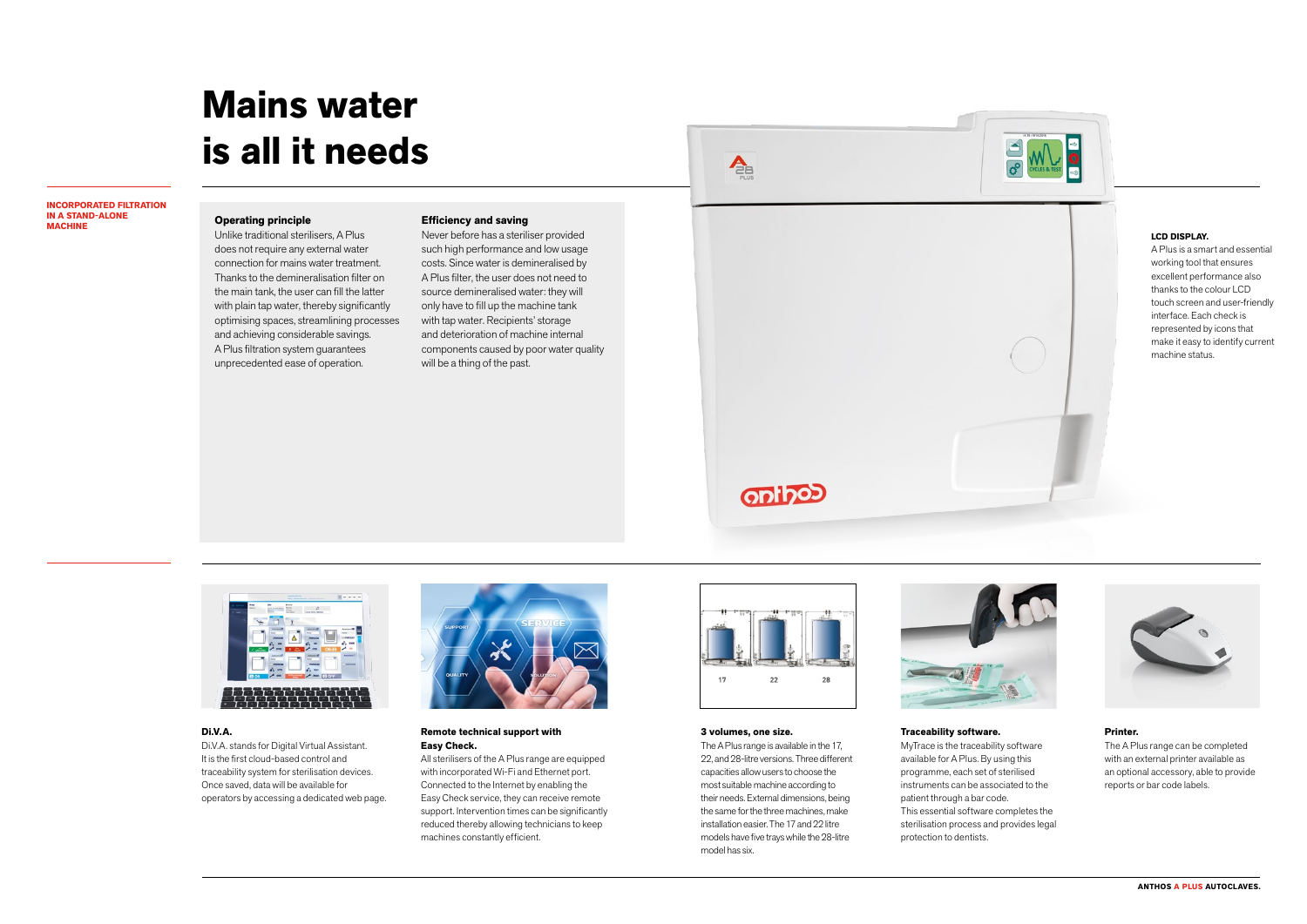# Mains water is all it needs

**INCORPORATED FILTRATION IN A STAND-ALONE MACHINE**

### Operating principle

Unlike traditional sterilisers, A Plus does not require any external water connection for mains water treatment. Thanks to the demineralisation filter on the main tank, the user can fill the latter with plain tap water, thereby significantly optimising spaces, streamlining processes and achieving considerable savings. A Plus filtration system guarantees unprecedented ease of operation.

### Efficiency and saving

Never before has a steriliser provided such high performance and low usage costs. Since water is demineralised by A Plus filter, the user does not need to source demineralised water: they will only have to fill up the machine tank with tap water. Recipients' storage and deterioration of machine internal components caused by poor water quality will be a thing of the past.

**LCD DISPLAY.**
A Plus is a smart and essential working tool that ensures excellent performance also thanks to the colour LCD touch screen and user-friendly interface. Each check is represented by icons that make it easy to identify current machine status.

**Di.V.A.**
Di.V.A. stands for Digital Virtual Assistant. It is the first cloud-based control and traceability system for sterilisation devices. Once saved, data will be available for operators by accessing a dedicated web page.

**Remote technical support with Easy Check.**
All sterilisers of the A Plus range are equipped with incorporated Wi-Fi and Ethernet port. Connected to the Internet by enabling the Easy Check service, they can receive remote support. Intervention times can be significantly reduced thereby allowing technicians to keep machines constantly efficient.

**3 volumes, one size.**
The A Plus range is available in the 17, 22, and 28-litre versions. Three different capacities allow users to choose the most suitable machine according to their needs. External dimensions, being the same for the three machines, make installation easier. The 17 and 22 litre models have five trays while the 28-litre model has six.

**Traceability software.**
MyTrace is the traceability software available for A Plus. By using this programme, each set of sterilised instruments can be associated to the patient through a bar code. This essential software completes the sterilisation process and provides legal protection to dentists.

**Printer.**
The A Plus range can be completed with an external printer available as an optional accessory, able to provide reports or bar code labels.